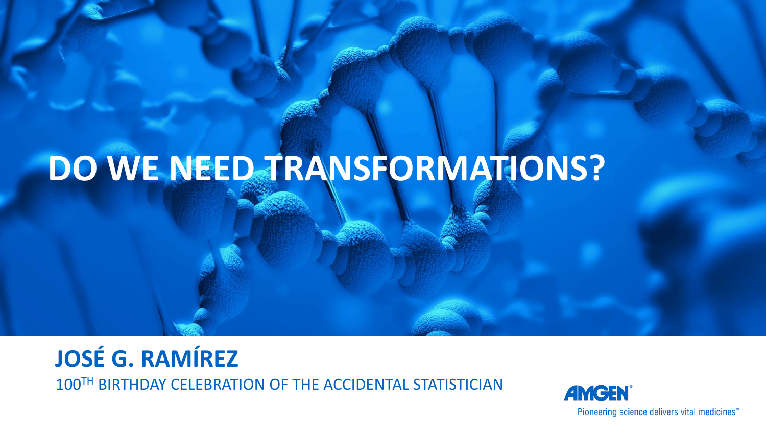# DO WE NEED TRANSFORMATIONS?

**JOSÉ G. RAMÍREZ**

100TH BIRTHDAY CELEBRATION OF THE ACCIDENTAL STATISTICIAN

AMGEN®

Pioneering science delivers vital medicines™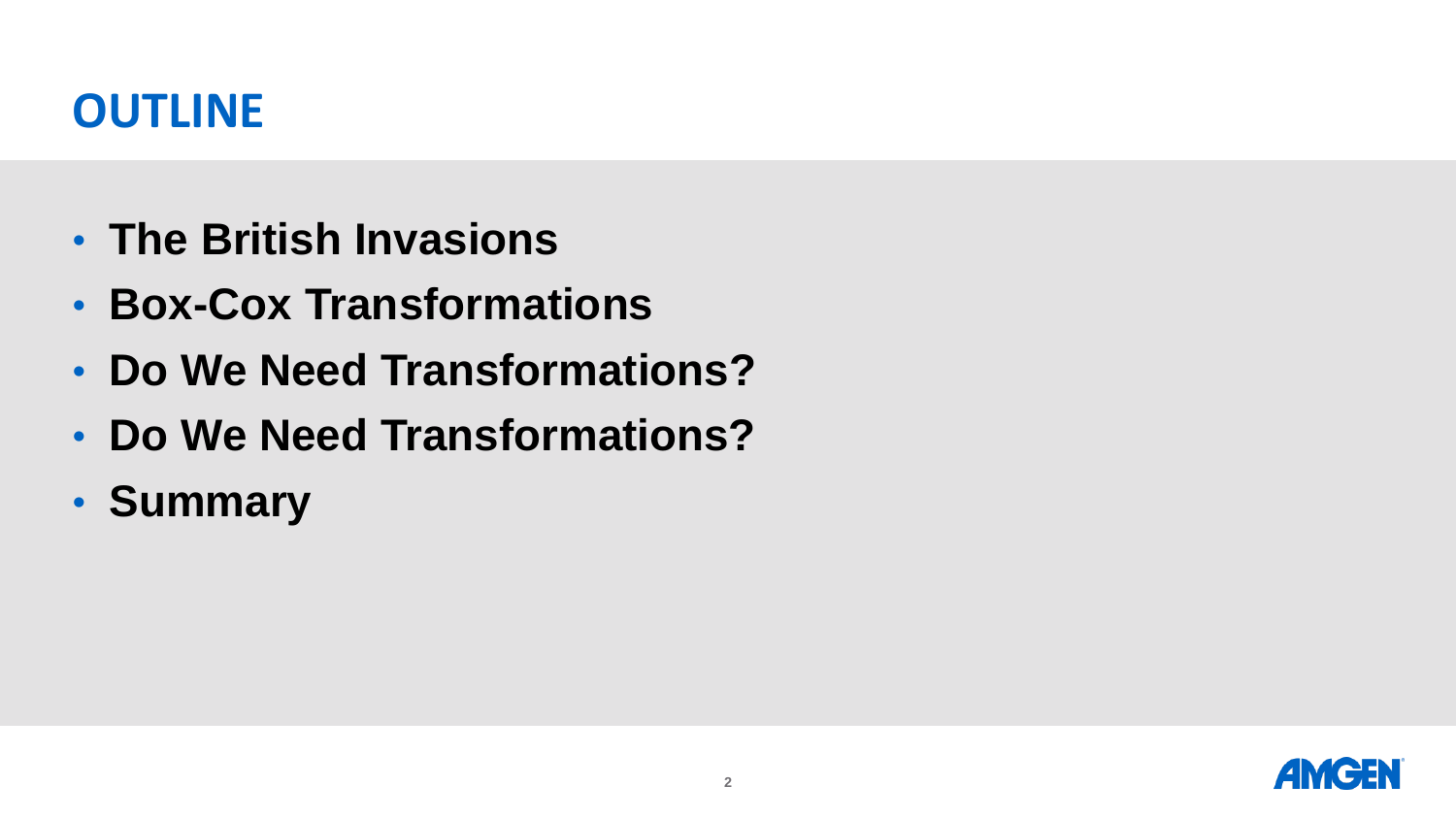# OUTLINE

- **The British Invasions**
- **Box-Cox Transformations**
- **Do We Need Transformations?**
- **Do We Need Transformations?**
- **Summary**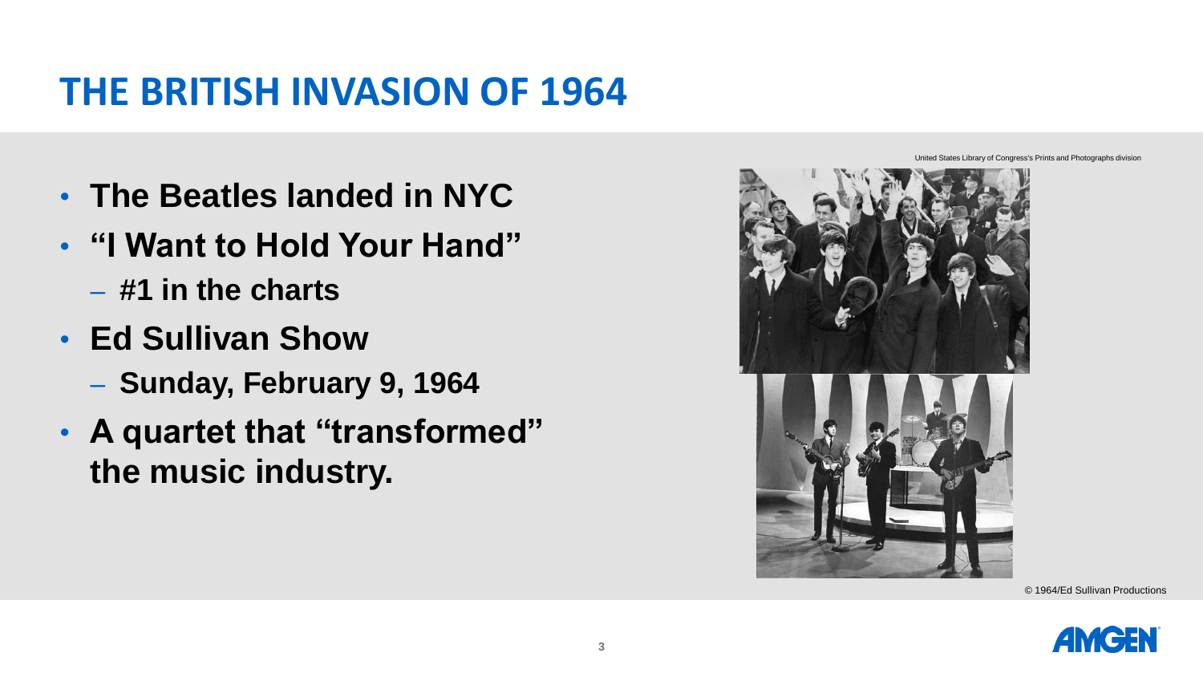# THE BRITISH INVASION OF 1964

- **The Beatles landed in NYC**
- **"I Want to Hold Your Hand"**
  - **#1 in the charts**
- **Ed Sullivan Show**
  - **Sunday, February 9, 1964**
- **A quartet that "transformed" the music industry.**

United States Library of Congress's Prints and Photographs division

© 1964/Ed Sullivan Productions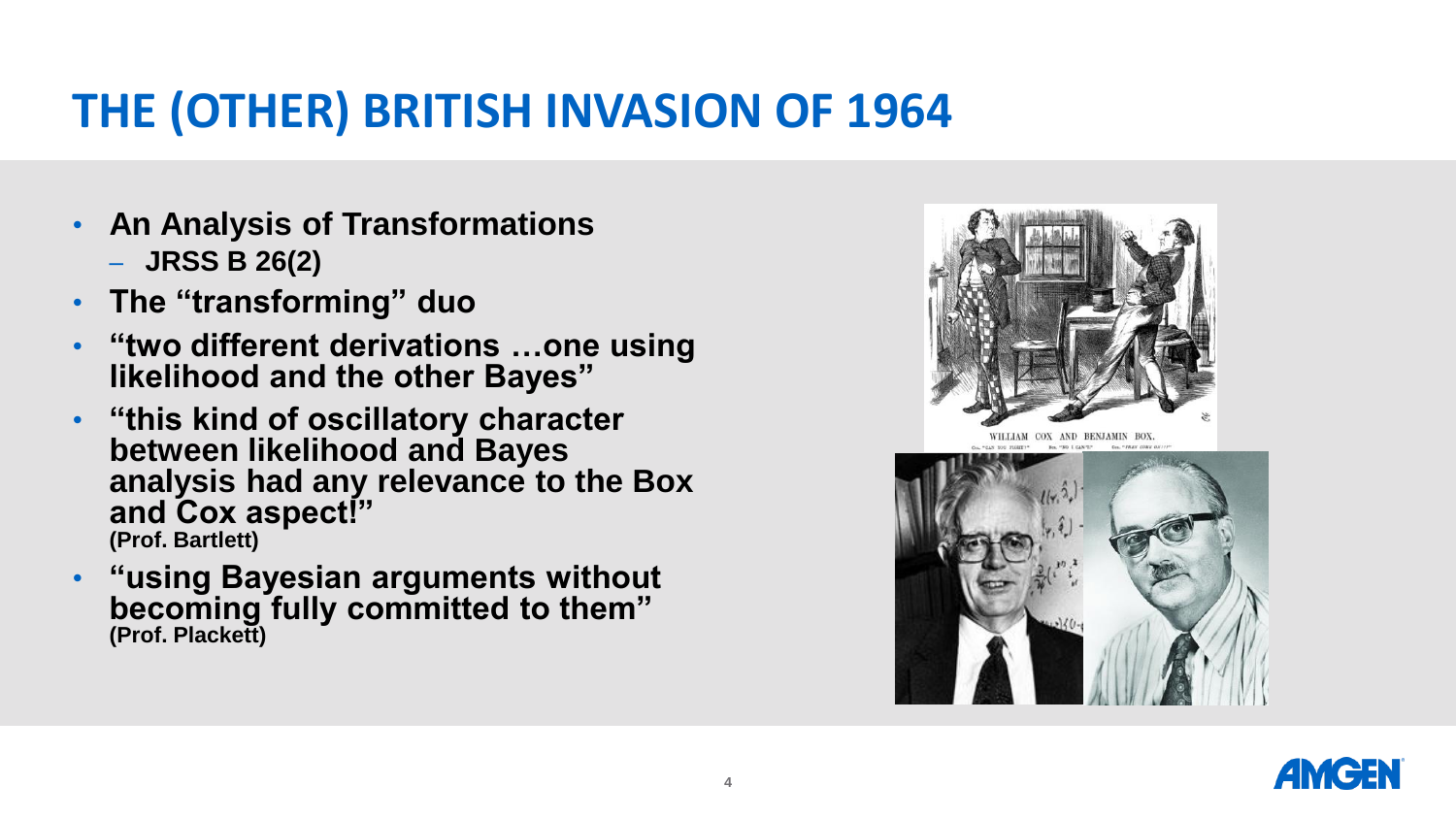# THE (OTHER) BRITISH INVASION OF 1964

- **An Analysis of Transformations**
  - **JRSS B 26(2)**
- **The "transforming" duo**
- **"two different derivations …one using likelihood and the other Bayes"**
- **"this kind of oscillatory character between likelihood and Bayes analysis had any relevance to the Box and Cox aspect!"** **(Prof. Bartlett)**
- **"using Bayesian arguments without becoming fully committed to them"** **(Prof. Plackett)**

WILLIAM COX AND BENJAMIN BOX.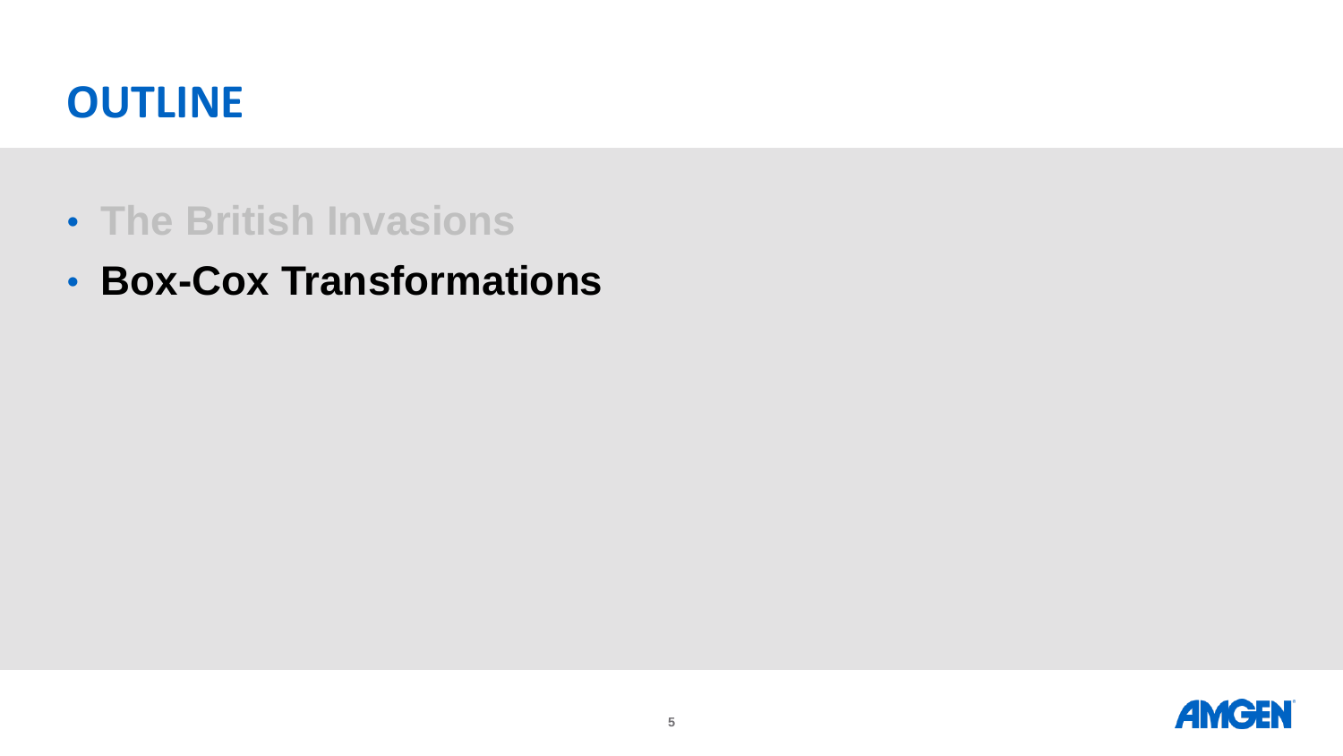# OUTLINE

- The British Invasions
- **Box-Cox Transformations**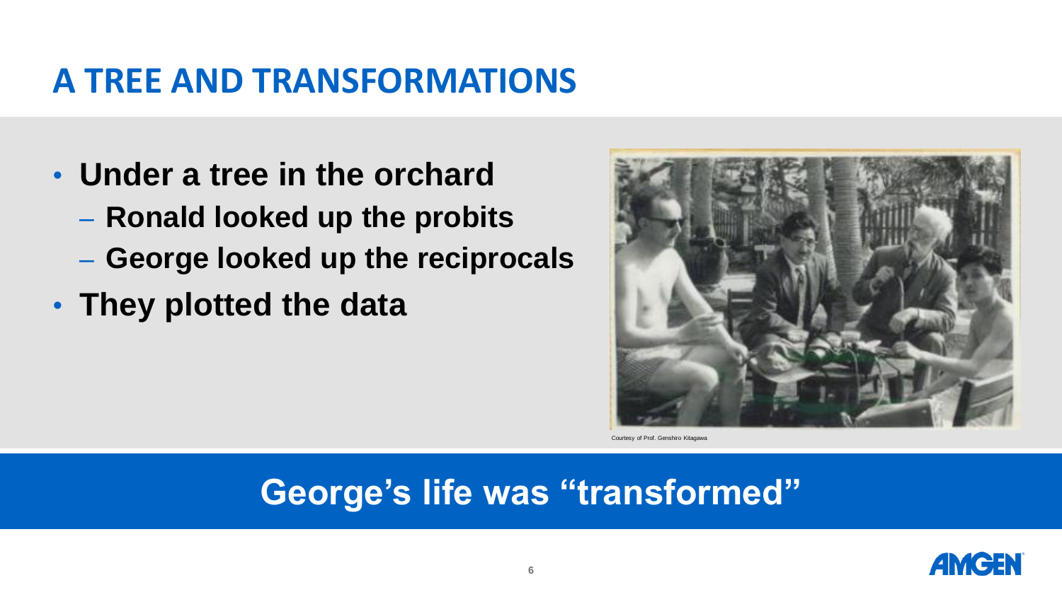# A TREE AND TRANSFORMATIONS

- **Under a tree in the orchard**
  - **Ronald looked up the probits**
  - **George looked up the reciprocals**
- **They plotted the data**

Courtesy of Prof. Genshiro Kitagawa

**George's life was "transformed"**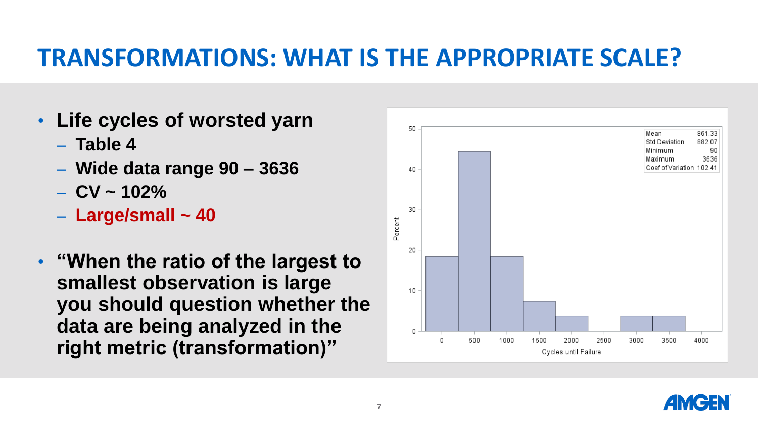# TRANSFORMATIONS: WHAT IS THE APPROPRIATE SCALE?

- **Life cycles of worsted yarn**
  - **Table 4**
  - **Wide data range 90 – 3636**
  - **CV ~ 102%**
  - **Large/small ~ 40**
- **"When the ratio of the largest to smallest observation is large you should question whether the data are being analyzed in the right metric (transformation)"**

| Statistic | Value |
|---|---|
| Mean | 861.33 |
| Std Deviation | 882.07 |
| Minimum | 90 |
| Maximum | 3636 |
| Coef of Variation | 102.41 |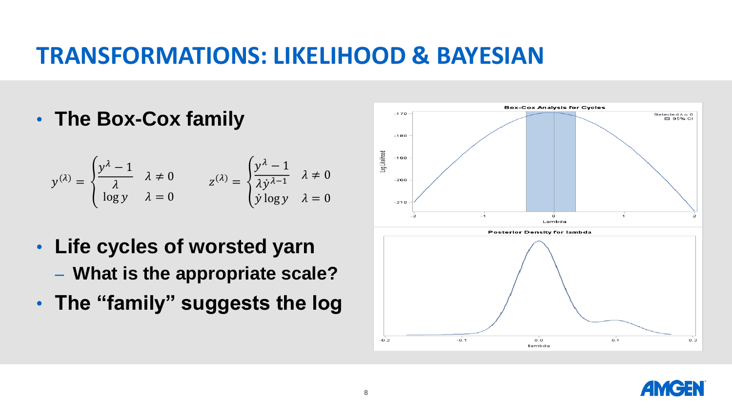# TRANSFORMATIONS: LIKELIHOOD & BAYESIAN

- **The Box-Cox family**

$$
y^{(\lambda)} = \begin{cases} \dfrac{y^{\lambda} - 1}{\lambda} & \lambda \neq 0 \\ \log y & \lambda = 0 \end{cases} \qquad z^{(\lambda)} = \begin{cases} \dfrac{y^{\lambda} - 1}{\lambda \dot{y}^{\lambda - 1}} & \lambda \neq 0 \\ \dot{y} \log y & \lambda = 0 \end{cases}
$$

- **Life cycles of worsted yarn**
  - **What is the appropriate scale?**
- **The "family" suggests the log**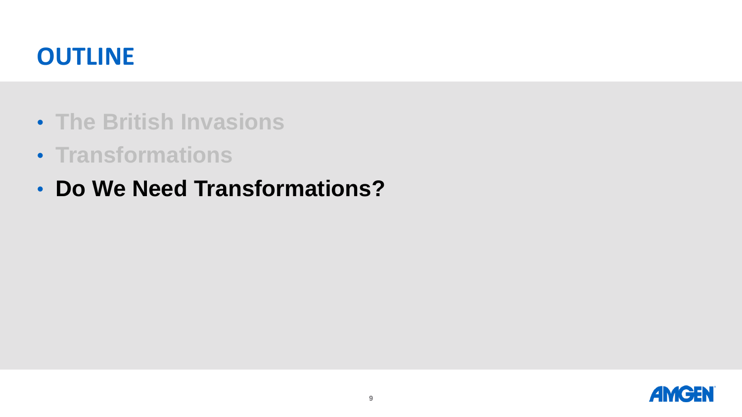# OUTLINE

- The British Invasions
- Transformations
- **Do We Need Transformations?**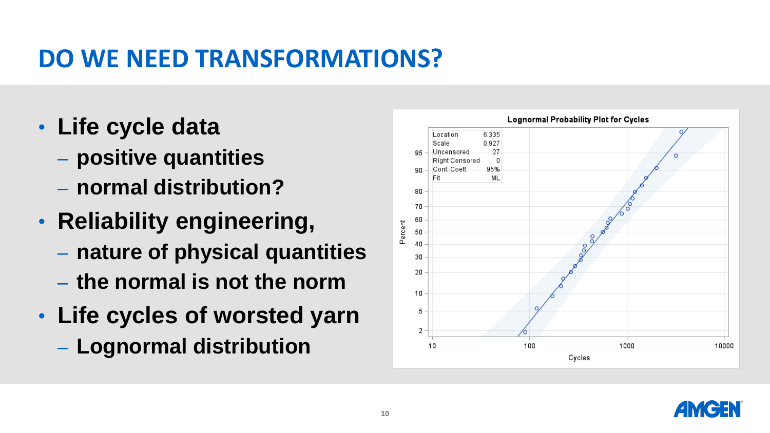# DO WE NEED TRANSFORMATIONS?

- **Life cycle data**
  - **positive quantities**
  - **normal distribution?**
- **Reliability engineering,**
  - **nature of physical quantities**
  - **the normal is not the norm**
- **Life cycles of worsted yarn**
  - **Lognormal distribution**

**Lognormal Probability Plot for Cycles**

| | |
|---|---|
| Location | 6.335 |
| Scale | 0.927 |
| Uncensored | 27 |
| Right Censored | 0 |
| Conf. Coeff. | 95% |
| Fit | ML |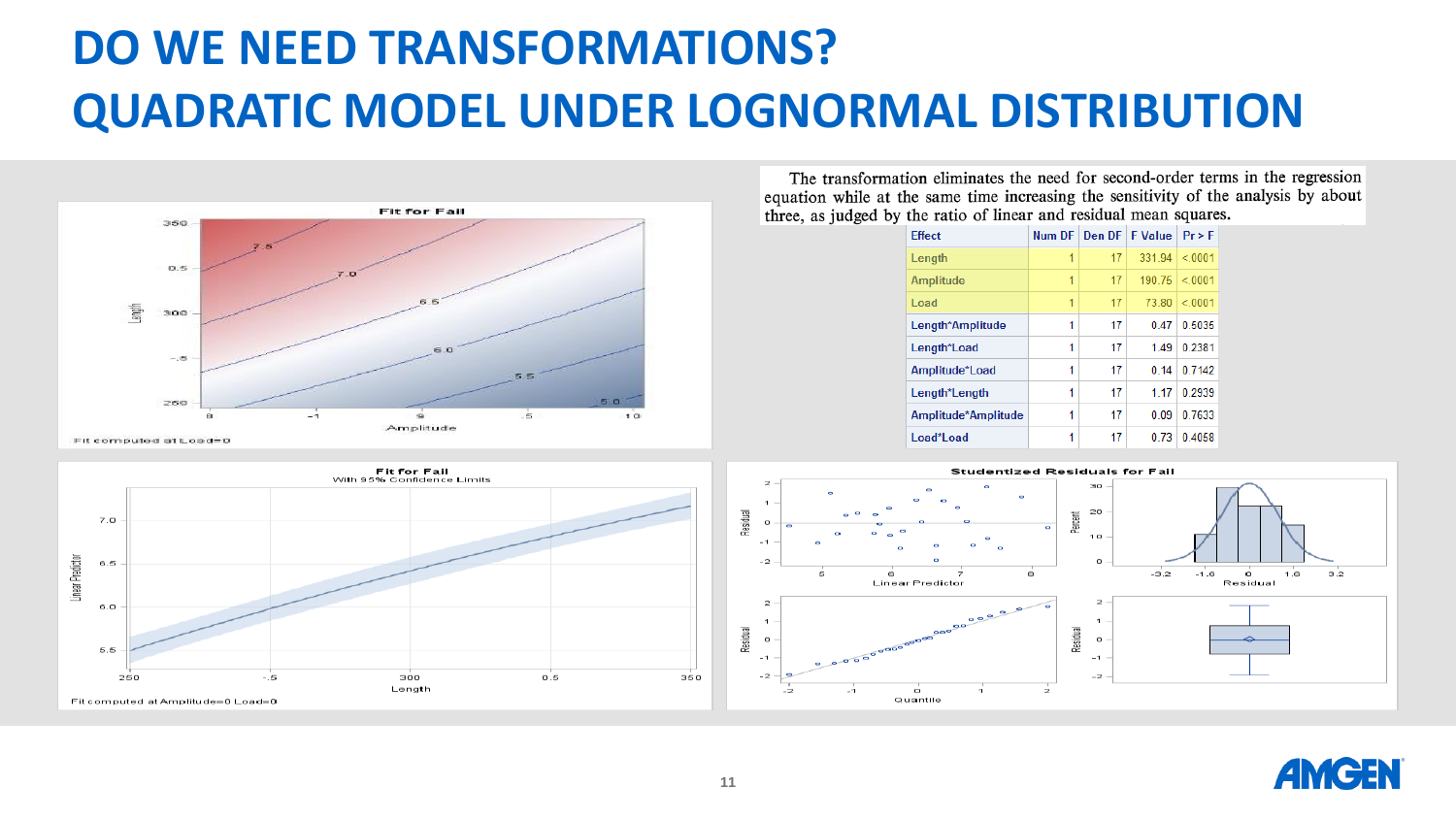# DO WE NEED TRANSFORMATIONS?

# QUADRATIC MODEL UNDER LOGNORMAL DISTRIBUTION

The transformation eliminates the need for second-order terms in the regression equation while at the same time increasing the sensitivity of the analysis by about three, as judged by the ratio of linear and residual mean squares.

| Effect | Num DF | Den DF | F Value | Pr > F |
|---|---|---|---|---|
| Length | 1 | 17 | 331.94 | <.0001 |
| Amplitude | 1 | 17 | 190.75 | <.0001 |
| Load | 1 | 17 | 73.80 | <.0001 |
| Length*Amplitude | 1 | 17 | 0.47 | 0.5035 |
| Length*Load | 1 | 17 | 1.49 | 0.2381 |
| Amplitude*Load | 1 | 17 | 0.14 | 0.7142 |
| Length*Length | 1 | 17 | 1.17 | 0.2939 |
| Amplitude*Amplitude | 1 | 17 | 0.09 | 0.7633 |
| Load*Load | 1 | 17 | 0.73 | 0.4058 |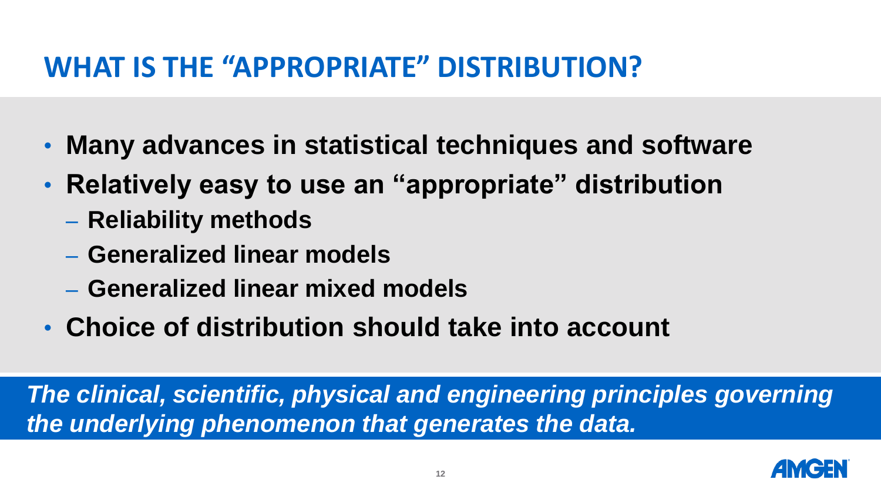# WHAT IS THE "APPROPRIATE" DISTRIBUTION?

- **Many advances in statistical techniques and software**
- **Relatively easy to use an "appropriate" distribution**
  - **Reliability methods**
  - **Generalized linear models**
  - **Generalized linear mixed models**
- **Choice of distribution should take into account**

***The clinical, scientific, physical and engineering principles governing the underlying phenomenon that generates the data.***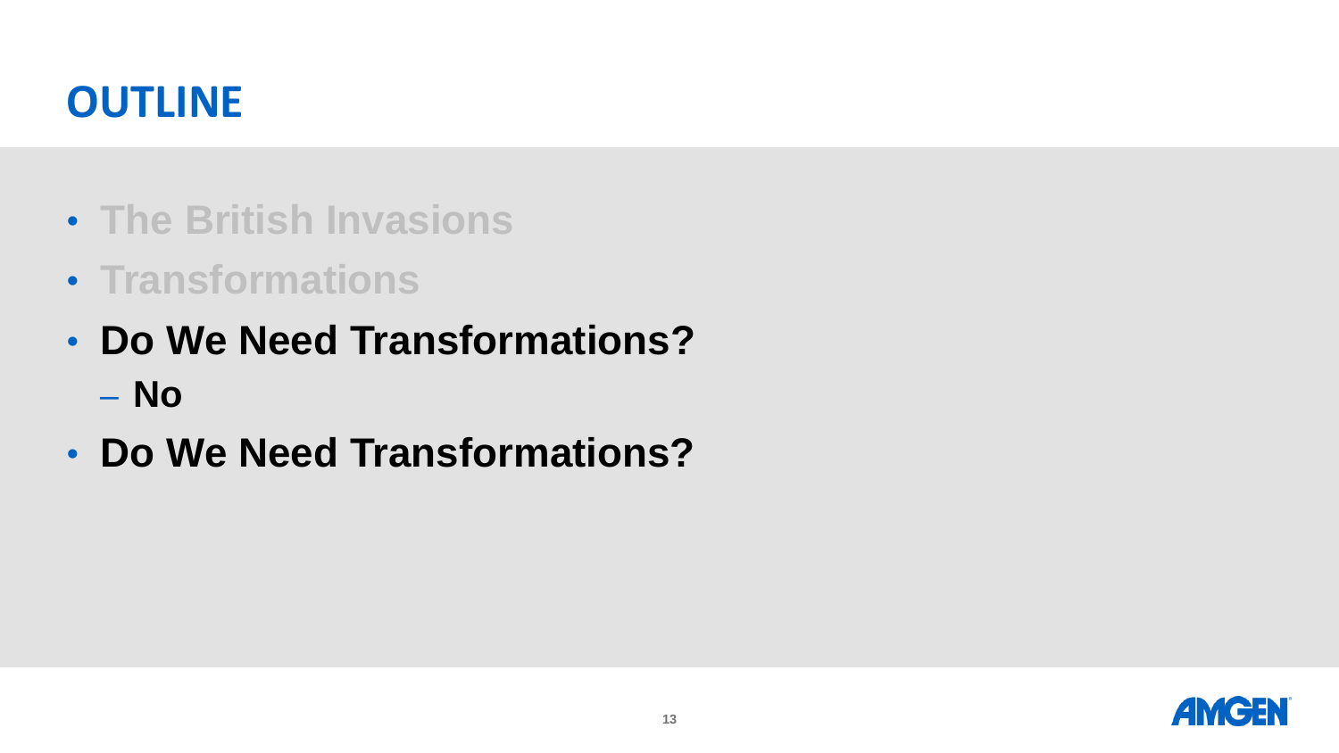# OUTLINE

- The British Invasions
- Transformations
- **Do We Need Transformations?**
  - **No**
- **Do We Need Transformations?**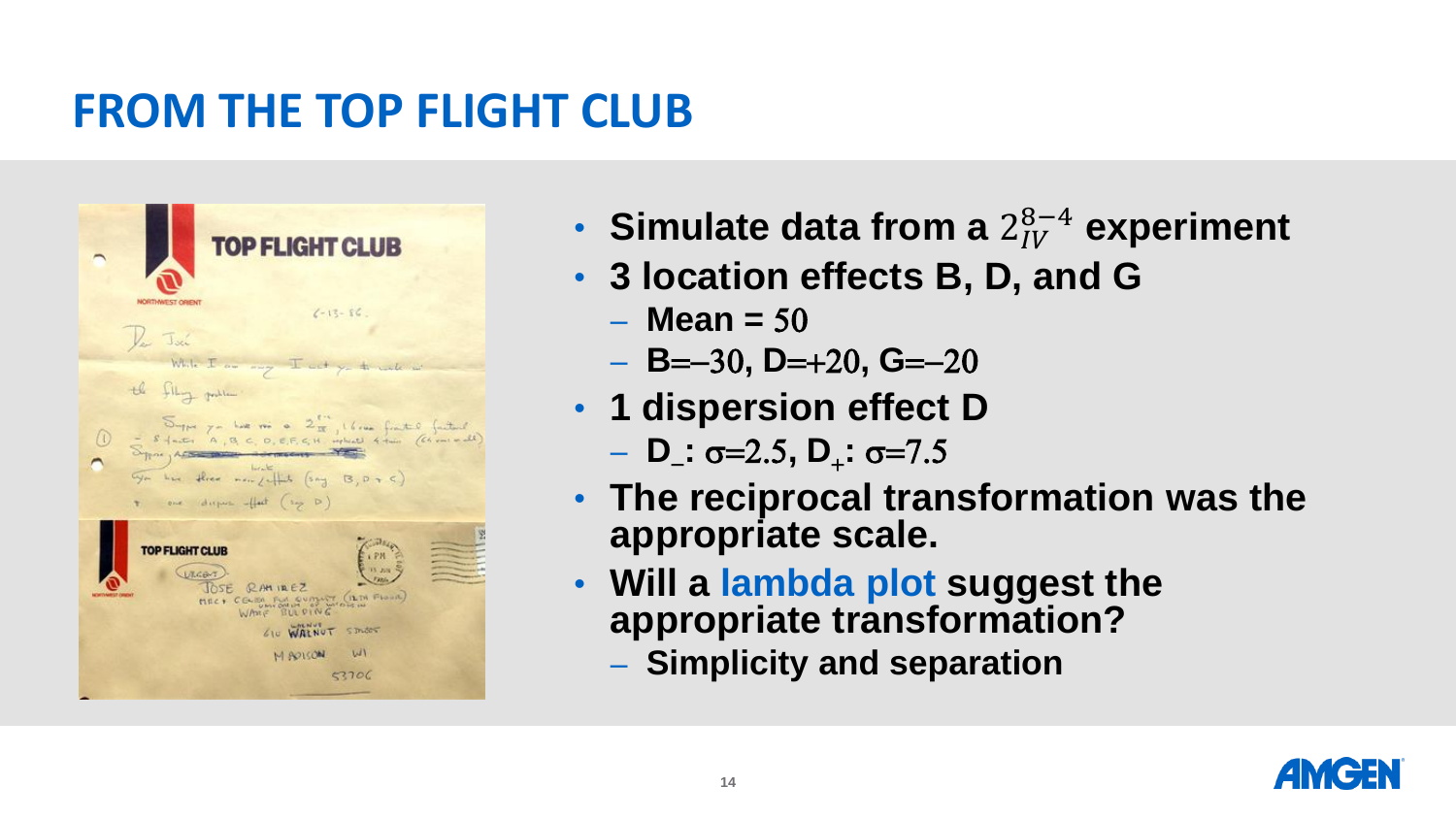# FROM THE TOP FLIGHT CLUB

- **Simulate data from a $2^{8-4}_{IV}$ experiment**
- **3 location effects B, D, and G**
  - **Mean =** $50$
  - **B=**$-30$**, D=**$+20$**, G=**$-20$
- **1 dispersion effect D**
  - **$D_-$:** $\sigma=2.5$**, $D_+$:** $\sigma=7.5$
- **The reciprocal transformation was the appropriate scale.**
- **Will a lambda plot suggest the appropriate transformation?**
  - **Simplicity and separation**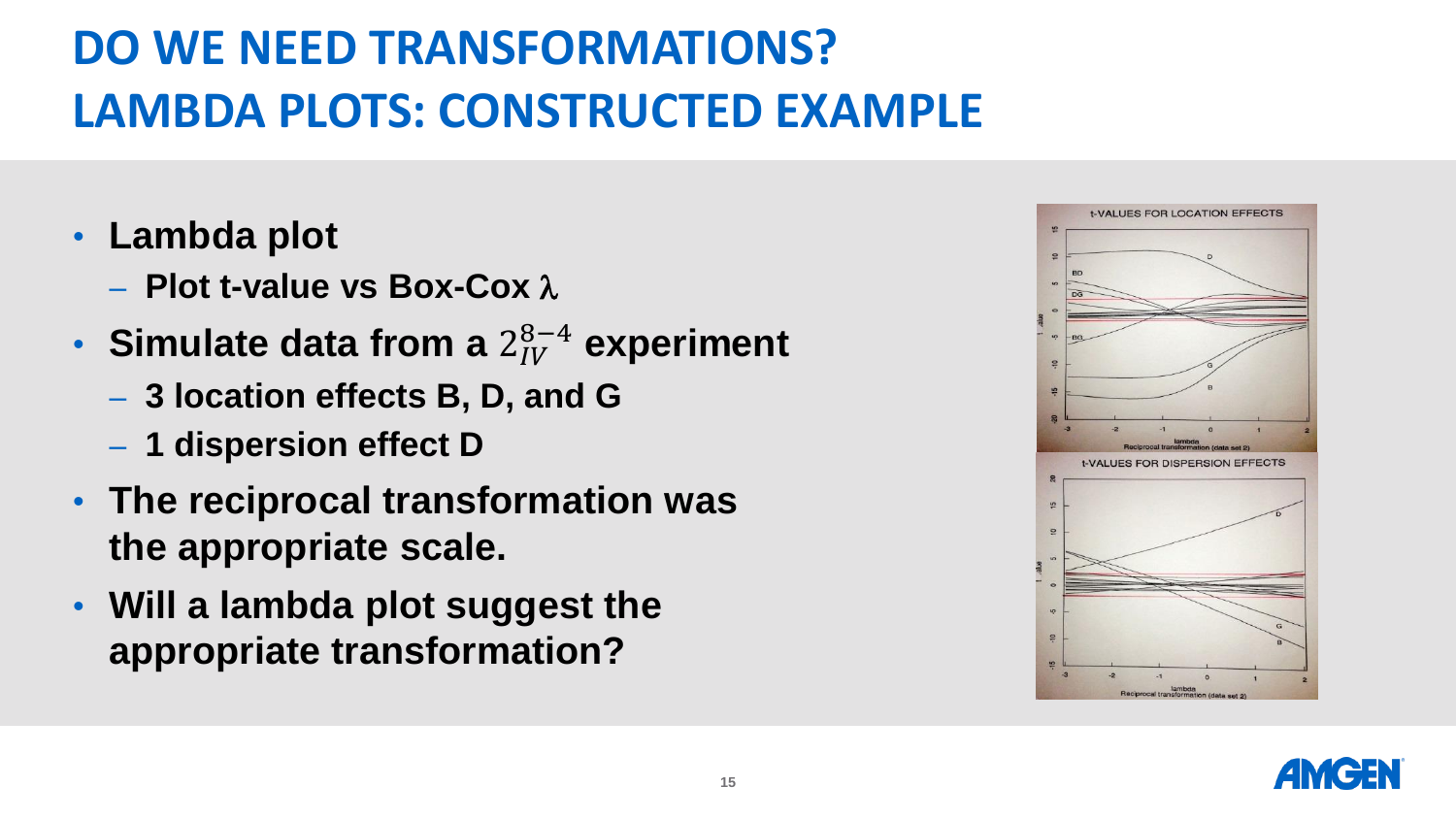# DO WE NEED TRANSFORMATIONS?
# LAMBDA PLOTS: CONSTRUCTED EXAMPLE

- **Lambda plot**
  - **Plot t-value vs Box-Cox $\lambda$**
- **Simulate data from a $2_{IV}^{8-4}$ experiment**
  - **3 location effects B, D, and G**
  - **1 dispersion effect D**
- **The reciprocal transformation was the appropriate scale.**
- **Will a lambda plot suggest the appropriate transformation?**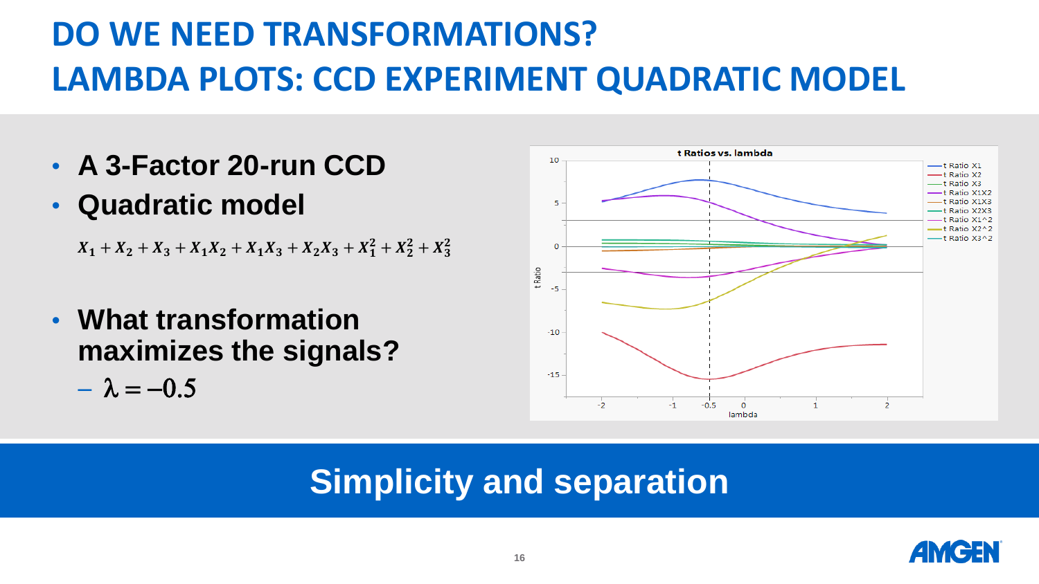# DO WE NEED TRANSFORMATIONS?
# LAMBDA PLOTS: CCD EXPERIMENT QUADRATIC MODEL

- **A 3-Factor 20-run CCD**
- **Quadratic model**

$$X_1 + X_2 + X_3 + X_1X_2 + X_1X_3 + X_2X_3 + X_1^2 + X_2^2 + X_3^2$$

- **What transformation maximizes the signals?**
  - $\lambda = -0.5$

**Simplicity and separation**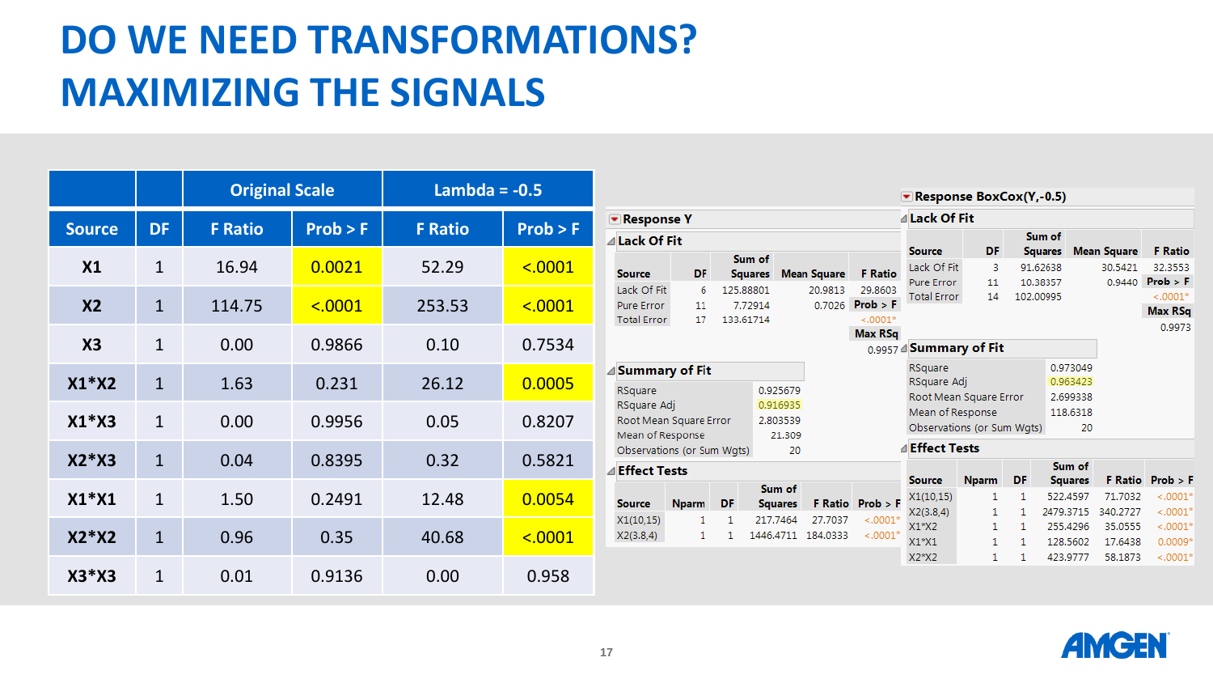# DO WE NEED TRANSFORMATIONS?
# MAXIMIZING THE SIGNALS

| | | Original Scale | | Lambda = -0.5 | |
|---|---|---|---|---|---|
| **Source** | **DF** | **F Ratio** | **Prob > F** | **F Ratio** | **Prob > F** |
| X1 | 1 | 16.94 | 0.0021 | 52.29 | <.0001 |
| X2 | 1 | 114.75 | <.0001 | 253.53 | <.0001 |
| X3 | 1 | 0.00 | 0.9866 | 0.10 | 0.7534 |
| X1*X2 | 1 | 1.63 | 0.231 | 26.12 | 0.0005 |
| X1*X3 | 1 | 0.00 | 0.9956 | 0.05 | 0.8207 |
| X2*X3 | 1 | 0.04 | 0.8395 | 0.32 | 0.5821 |
| X1*X1 | 1 | 1.50 | 0.2491 | 12.48 | 0.0054 |
| X2*X2 | 1 | 0.96 | 0.35 | 40.68 | <.0001 |
| X3*X3 | 1 | 0.01 | 0.9136 | 0.00 | 0.958 |

## Response Y

### Lack Of Fit

| Source | DF | Sum of Squares | Mean Square | F Ratio |
|---|---|---|---|---|
| Lack Of Fit | 6 | 125.88801 | 20.9813 | 29.8603 |
| Pure Error | 11 | 7.72914 | 0.7026 | Prob > F |
| Total Error | 17 | 133.61714 | | <.0001* |
| | | | | Max RSq |
| | | | | 0.9957 |

### Summary of Fit

| | |
|---|---|
| RSquare | 0.925679 |
| RSquare Adj | 0.916935 |
| Root Mean Square Error | 2.803539 |
| Mean of Response | 21.309 |
| Observations (or Sum Wgts) | 20 |

### Effect Tests

| Source | Nparm | DF | Sum of Squares | F Ratio | Prob > F |
|---|---|---|---|---|---|
| X1(10,15) | 1 | 1 | 217.7464 | 27.7037 | <.0001* |
| X2(3.8,4) | 1 | 1 | 1446.4711 | 184.0333 | <.0001* |

## Response BoxCox(Y,-0.5)

### Lack Of Fit

| Source | DF | Sum of Squares | Mean Square | F Ratio |
|---|---|---|---|---|
| Lack Of Fit | 3 | 91.62638 | 30.5421 | 32.3553 |
| Pure Error | 11 | 10.38357 | 0.9440 | Prob > F |
| Total Error | 14 | 102.00995 | | <.0001* |
| | | | | Max RSq |
| | | | | 0.9973 |

### Summary of Fit

| | |
|---|---|
| RSquare | 0.973049 |
| RSquare Adj | 0.963423 |
| Root Mean Square Error | 2.699338 |
| Mean of Response | 118.6318 |
| Observations (or Sum Wgts) | 20 |

### Effect Tests

| Source | Nparm | DF | Sum of Squares | F Ratio | Prob > F |
|---|---|---|---|---|---|
| X1(10,15) | 1 | 1 | 522.4597 | 71.7032 | <.0001* |
| X2(3.8,4) | 1 | 1 | 2479.3715 | 340.2727 | <.0001* |
| X1*X2 | 1 | 1 | 255.4296 | 35.0555 | <.0001* |
| X1*X1 | 1 | 1 | 128.5602 | 17.6438 | 0.0009* |
| X2*X2 | 1 | 1 | 423.9777 | 58.1873 | <.0001* |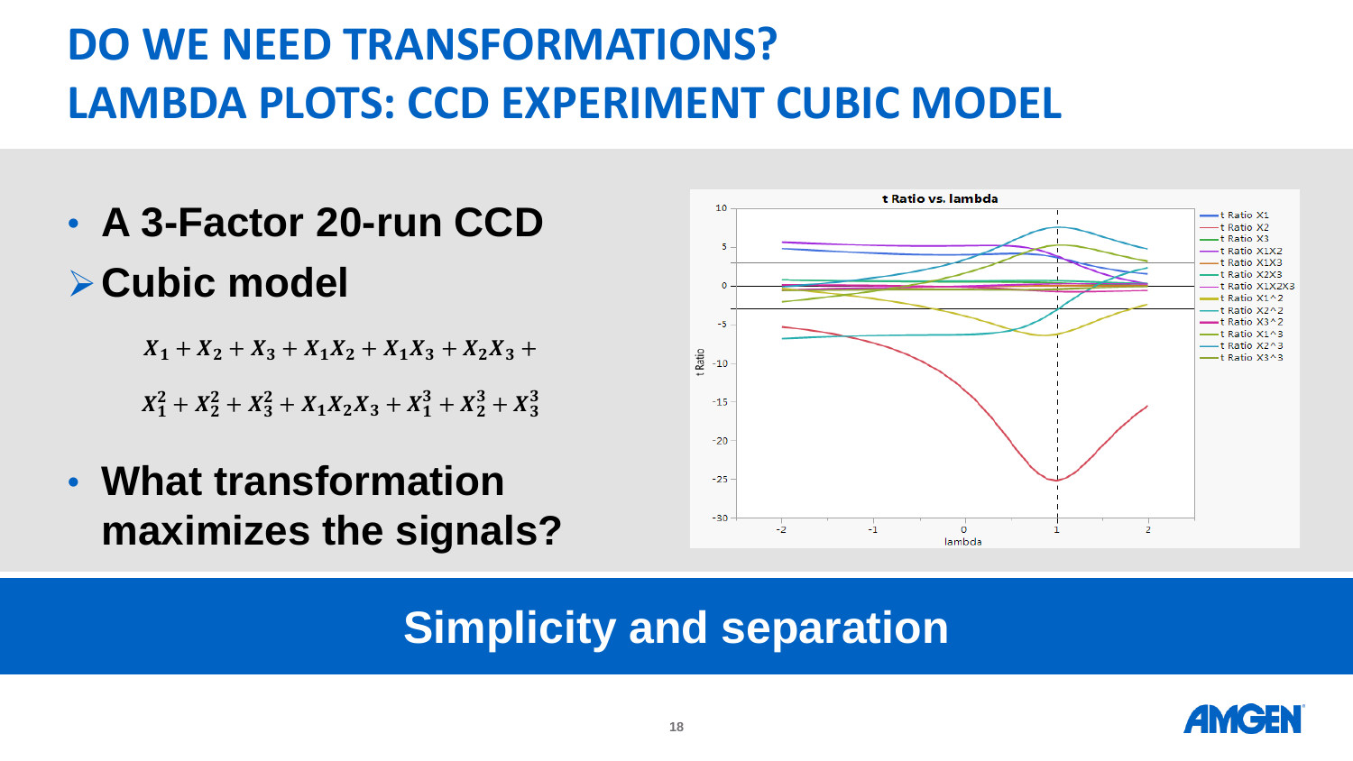# DO WE NEED TRANSFORMATIONS?
# LAMBDA PLOTS: CCD EXPERIMENT CUBIC MODEL

- **A 3-Factor 20-run CCD**
  - **Cubic model**

$$X_1 + X_2 + X_3 + X_1X_2 + X_1X_3 + X_2X_3 +$$

$$X_1^2 + X_2^2 + X_3^2 + X_1X_2X_3 + X_1^3 + X_2^3 + X_3^3$$

- **What transformation maximizes the signals?**

**t Ratio vs. lambda**

Legend: t Ratio X1, t Ratio X2, t Ratio X3, t Ratio X1X2, t Ratio X1X3, t Ratio X2X3, t Ratio X1X2X3, t Ratio X1^2, t Ratio X2^2, t Ratio X3^2, t Ratio X1^3, t Ratio X2^3, t Ratio X3^3

**Simplicity and separation**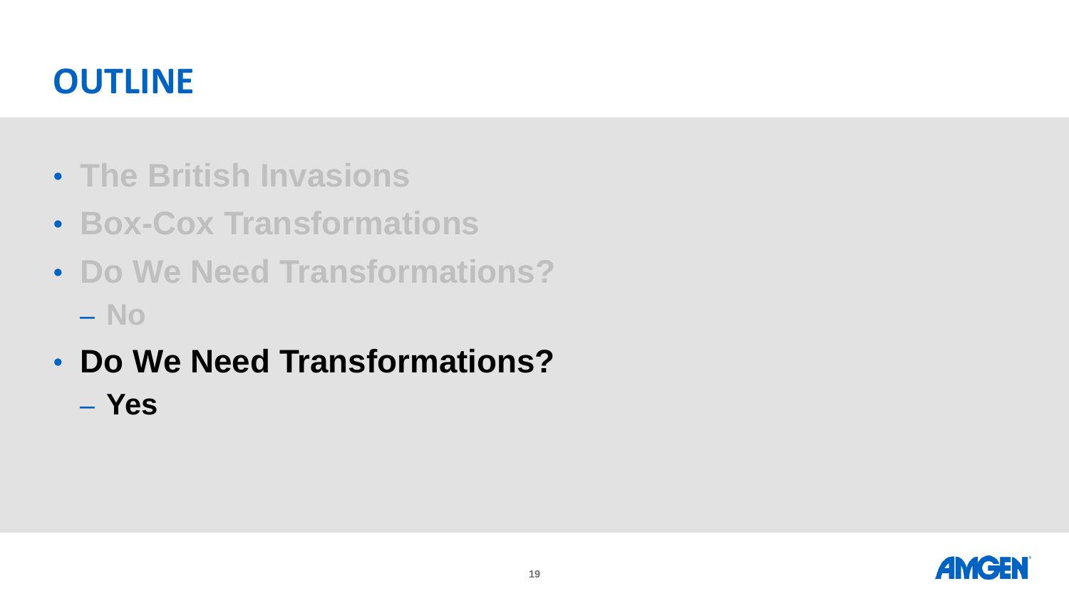# OUTLINE

- The British Invasions
- Box-Cox Transformations
- Do We Need Transformations?
  - No
- **Do We Need Transformations?**
  - **Yes**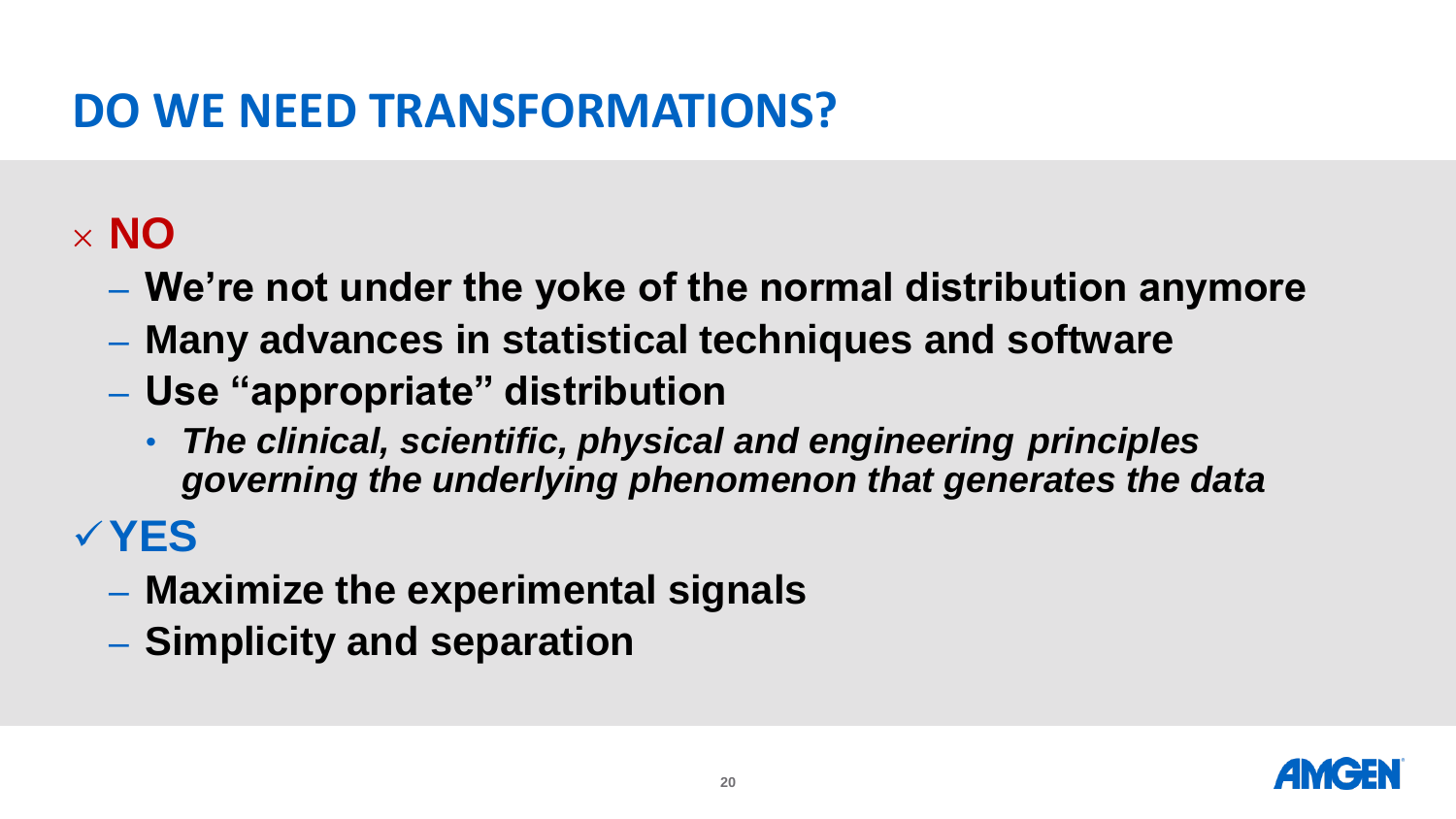# DO WE NEED TRANSFORMATIONS?

× **NO**

- **We're not under the yoke of the normal distribution anymore**
- **Many advances in statistical techniques and software**
- **Use "appropriate" distribution**
  - ***The clinical, scientific, physical and engineering principles governing the underlying phenomenon that generates the data***

✓ **YES**

- **Maximize the experimental signals**
- **Simplicity and separation**